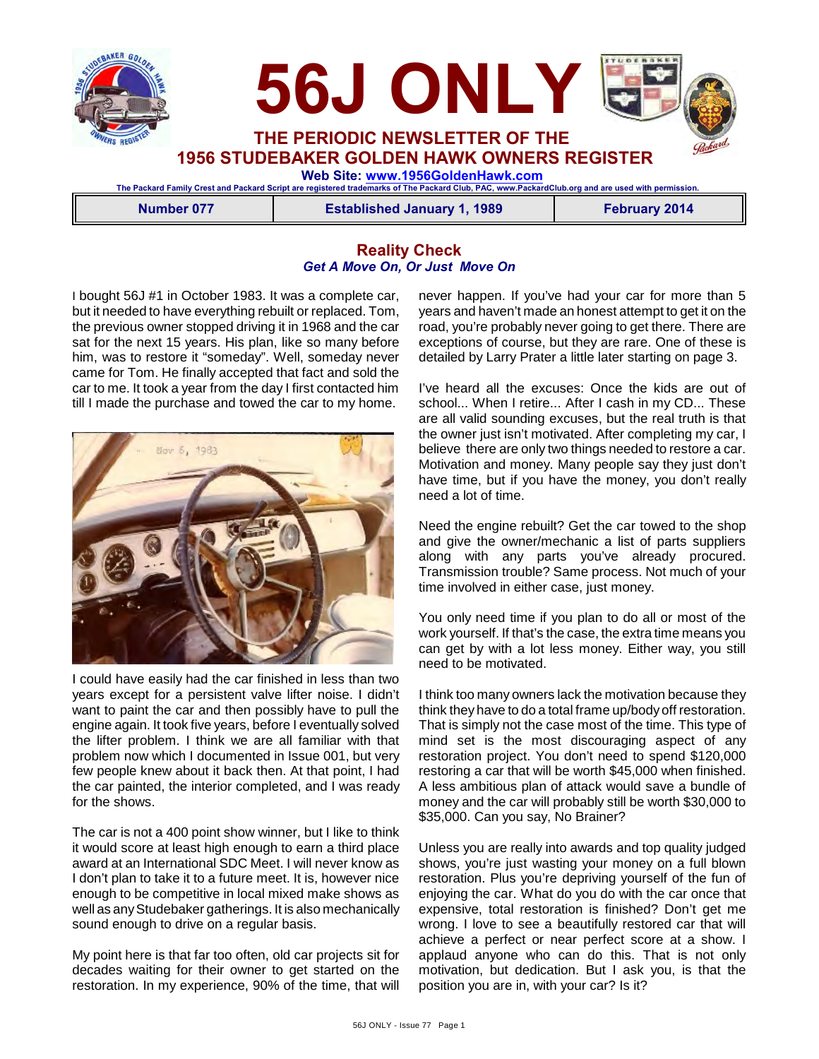# 56J ONLY

## THE PERIODIC NEWSLETTER OF THE 1956 STUDEBAKER GOLDEN HAWK OWNERS REGISTER

**Web Site: www.1956GoldenHawk.com**

The Packard Family Crest and Packard Script are registered trademarks of The Packard Club, PAC, www.PackardClub.org and are used with permission.

| Number 077 | Established January 1, 1989 | February 2014 |
| --- | --- | --- |

## Reality Check

***Get A Move On, Or Just Move On***

I bought 56J #1 in October 1983. It was a complete car, but it needed to have everything rebuilt or replaced. Tom, the previous owner stopped driving it in 1968 and the car sat for the next 15 years. His plan, like so many before him, was to restore it "someday". Well, someday never came for Tom. He finally accepted that fact and sold the car to me. It took a year from the day I first contacted him till I made the purchase and towed the car to my home.

I could have easily had the car finished in less than two years except for a persistent valve lifter noise. I didn't want to paint the car and then possibly have to pull the engine again. It took five years, before I eventually solved the lifter problem. I think we are all familiar with that problem now which I documented in Issue 001, but very few people knew about it back then. At that point, I had the car painted, the interior completed, and I was ready for the shows.

The car is not a 400 point show winner, but I like to think it would score at least high enough to earn a third place award at an International SDC Meet. I will never know as I don't plan to take it to a future meet. It is, however nice enough to be competitive in local mixed make shows as well as any Studebaker gatherings. It is also mechanically sound enough to drive on a regular basis.

My point here is that far too often, old car projects sit for decades waiting for their owner to get started on the restoration. In my experience, 90% of the time, that will never happen. If you've had your car for more than 5 years and haven't made an honest attempt to get it on the road, you're probably never going to get there. There are exceptions of course, but they are rare. One of these is detailed by Larry Prater a little later starting on page 3.

I've heard all the excuses: Once the kids are out of school... When I retire... After I cash in my CD... These are all valid sounding excuses, but the real truth is that the owner just isn't motivated. After completing my car, I believe there are only two things needed to restore a car. Motivation and money. Many people say they just don't have time, but if you have the money, you don't really need a lot of time.

Need the engine rebuilt? Get the car towed to the shop and give the owner/mechanic a list of parts suppliers along with any parts you've already procured. Transmission trouble? Same process. Not much of your time involved in either case, just money.

You only need time if you plan to do all or most of the work yourself. If that's the case, the extra time means you can get by with a lot less money. Either way, you still need to be motivated.

I think too many owners lack the motivation because they think they have to do a total frame up/body off restoration. That is simply not the case most of the time. This type of mind set is the most discouraging aspect of any restoration project. You don't need to spend $120,000 restoring a car that will be worth $45,000 when finished. A less ambitious plan of attack would save a bundle of money and the car will probably still be worth $30,000 to $35,000. Can you say, No Brainer?

Unless you are really into awards and top quality judged shows, you're just wasting your money on a full blown restoration. Plus you're depriving yourself of the fun of enjoying the car. What do you do with the car once that expensive, total restoration is finished? Don't get me wrong. I love to see a beautifully restored car that will achieve a perfect or near perfect score at a show. I applaud anyone who can do this. That is not only motivation, but dedication. But I ask you, is that the position you are in, with your car? Is it?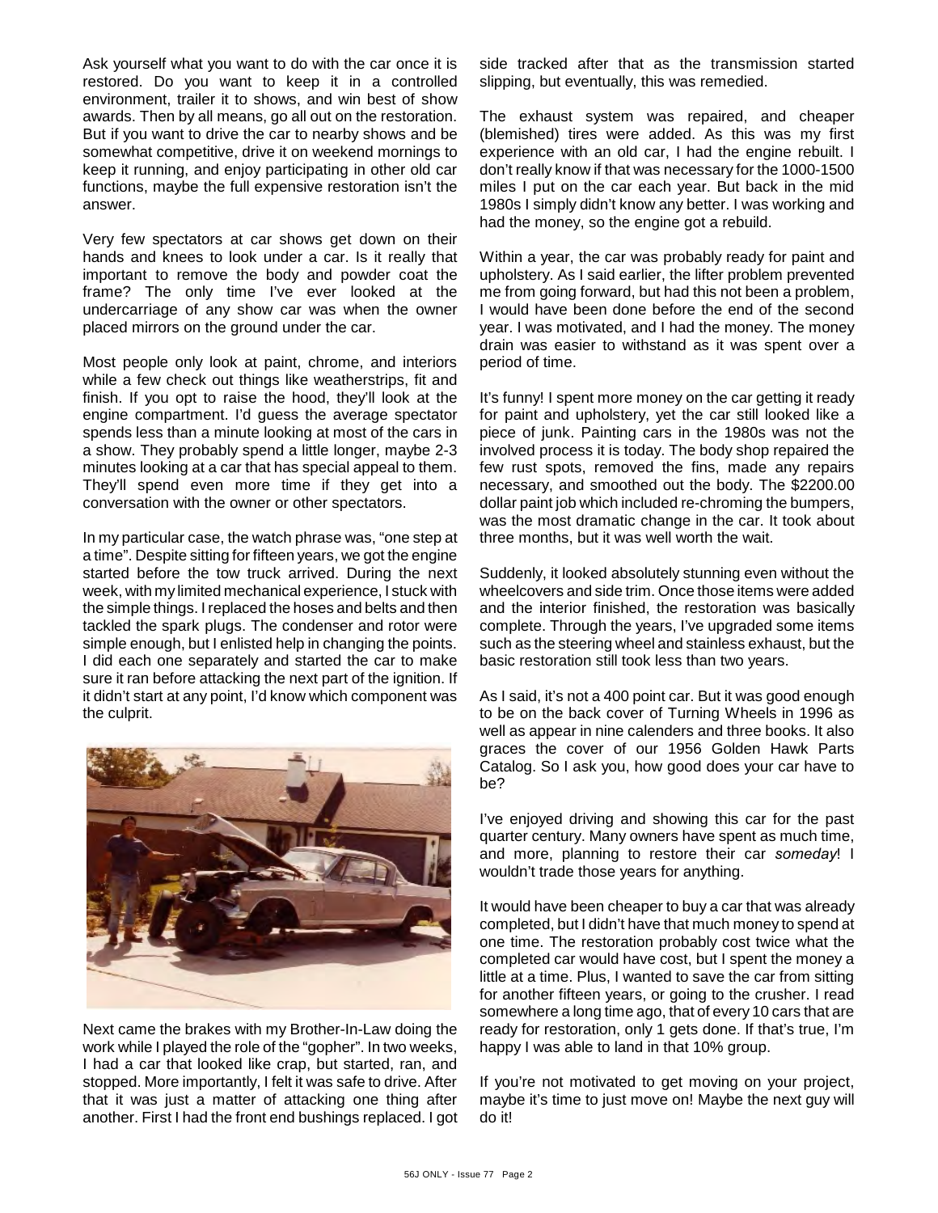Ask yourself what you want to do with the car once it is restored. Do you want to keep it in a controlled environment, trailer it to shows, and win best of show awards. Then by all means, go all out on the restoration. But if you want to drive the car to nearby shows and be somewhat competitive, drive it on weekend mornings to keep it running, and enjoy participating in other old car functions, maybe the full expensive restoration isn't the answer.

Very few spectators at car shows get down on their hands and knees to look under a car. Is it really that important to remove the body and powder coat the frame? The only time I've ever looked at the undercarriage of any show car was when the owner placed mirrors on the ground under the car.

Most people only look at paint, chrome, and interiors while a few check out things like weatherstrips, fit and finish. If you opt to raise the hood, they'll look at the engine compartment. I'd guess the average spectator spends less than a minute looking at most of the cars in a show. They probably spend a little longer, maybe 2-3 minutes looking at a car that has special appeal to them. They'll spend even more time if they get into a conversation with the owner or other spectators.

In my particular case, the watch phrase was, "one step at a time". Despite sitting for fifteen years, we got the engine started before the tow truck arrived. During the next week, with my limited mechanical experience, I stuck with the simple things. I replaced the hoses and belts and then tackled the spark plugs. The condenser and rotor were simple enough, but I enlisted help in changing the points. I did each one separately and started the car to make sure it ran before attacking the next part of the ignition. If it didn't start at any point, I'd know which component was the culprit.

Next came the brakes with my Brother-In-Law doing the work while I played the role of the "gopher". In two weeks, I had a car that looked like crap, but started, ran, and stopped. More importantly, I felt it was safe to drive. After that it was just a matter of attacking one thing after another. First I had the front end bushings replaced. I got side tracked after that as the transmission started slipping, but eventually, this was remedied.

The exhaust system was repaired, and cheaper (blemished) tires were added. As this was my first experience with an old car, I had the engine rebuilt. I don't really know if that was necessary for the 1000-1500 miles I put on the car each year. But back in the mid 1980s I simply didn't know any better. I was working and had the money, so the engine got a rebuild.

Within a year, the car was probably ready for paint and upholstery. As I said earlier, the lifter problem prevented me from going forward, but had this not been a problem, I would have been done before the end of the second year. I was motivated, and I had the money. The money drain was easier to withstand as it was spent over a period of time.

It's funny! I spent more money on the car getting it ready for paint and upholstery, yet the car still looked like a piece of junk. Painting cars in the 1980s was not the involved process it is today. The body shop repaired the few rust spots, removed the fins, made any repairs necessary, and smoothed out the body. The $2200.00 dollar paint job which included re-chroming the bumpers, was the most dramatic change in the car. It took about three months, but it was well worth the wait.

Suddenly, it looked absolutely stunning even without the wheelcovers and side trim. Once those items were added and the interior finished, the restoration was basically complete. Through the years, I've upgraded some items such as the steering wheel and stainless exhaust, but the basic restoration still took less than two years.

As I said, it's not a 400 point car. But it was good enough to be on the back cover of Turning Wheels in 1996 as well as appear in nine calenders and three books. It also graces the cover of our 1956 Golden Hawk Parts Catalog. So I ask you, how good does your car have to be?

I've enjoyed driving and showing this car for the past quarter century. Many owners have spent as much time, and more, planning to restore their car *someday*! I wouldn't trade those years for anything.

It would have been cheaper to buy a car that was already completed, but I didn't have that much money to spend at one time. The restoration probably cost twice what the completed car would have cost, but I spent the money a little at a time. Plus, I wanted to save the car from sitting for another fifteen years, or going to the crusher. I read somewhere a long time ago, that of every 10 cars that are ready for restoration, only 1 gets done. If that's true, I'm happy I was able to land in that 10% group.

If you're not motivated to get moving on your project, maybe it's time to just move on! Maybe the next guy will do it!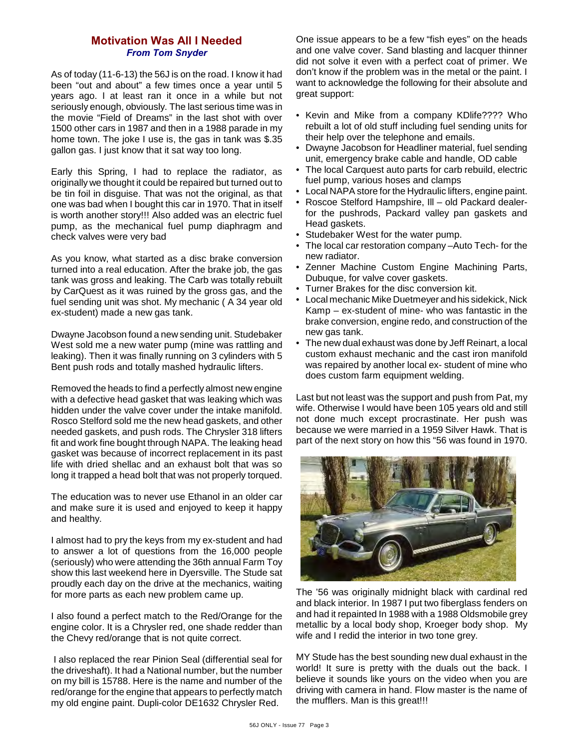## Motivation Was All I Needed

***From Tom Snyder***

As of today (11-6-13) the 56J is on the road. I know it had been "out and about" a few times once a year until 5 years ago. I at least ran it once in a while but not seriously enough, obviously. The last serious time was in the movie "Field of Dreams" in the last shot with over 1500 other cars in 1987 and then in a 1988 parade in my home town. The joke I use is, the gas in tank was $.35 gallon gas. I just know that it sat way too long.

Early this Spring, I had to replace the radiator, as originally we thought it could be repaired but turned out to be tin foil in disguise. That was not the original, as that one was bad when I bought this car in 1970. That in itself is worth another story!!! Also added was an electric fuel pump, as the mechanical fuel pump diaphragm and check valves were very bad

As you know, what started as a disc brake conversion turned into a real education. After the brake job, the gas tank was gross and leaking. The Carb was totally rebuilt by CarQuest as it was ruined by the gross gas, and the fuel sending unit was shot. My mechanic ( A 34 year old ex-student) made a new gas tank.

Dwayne Jacobson found a new sending unit. Studebaker West sold me a new water pump (mine was rattling and leaking). Then it was finally running on 3 cylinders with 5 Bent push rods and totally mashed hydraulic lifters.

Removed the heads to find a perfectly almost new engine with a defective head gasket that was leaking which was hidden under the valve cover under the intake manifold. Rosco Stelford sold me the new head gaskets, and other needed gaskets, and push rods. The Chrysler 318 lifters fit and work fine bought through NAPA. The leaking head gasket was because of incorrect replacement in its past life with dried shellac and an exhaust bolt that was so long it trapped a head bolt that was not properly torqued.

The education was to never use Ethanol in an older car and make sure it is used and enjoyed to keep it happy and healthy.

I almost had to pry the keys from my ex-student and had to answer a lot of questions from the 16,000 people (seriously) who were attending the 36th annual Farm Toy show this last weekend here in Dyersville. The Stude sat proudly each day on the drive at the mechanics, waiting for more parts as each new problem came up.

I also found a perfect match to the Red/Orange for the engine color. It is a Chrysler red, one shade redder than the Chevy red/orange that is not quite correct.

I also replaced the rear Pinion Seal (differential seal for the driveshaft). It had a National number, but the number on my bill is 15788. Here is the name and number of the red/orange for the engine that appears to perfectly match my old engine paint. Dupli-color DE1632 Chrysler Red.

One issue appears to be a few "fish eyes" on the heads and one valve cover. Sand blasting and lacquer thinner did not solve it even with a perfect coat of primer. We don't know if the problem was in the metal or the paint. I want to acknowledge the following for their absolute and great support:

- Kevin and Mike from a company KDlife???? Who rebuilt a lot of old stuff including fuel sending units for their help over the telephone and emails.
- Dwayne Jacobson for Headliner material, fuel sending unit, emergency brake cable and handle, OD cable
- The local Carquest auto parts for carb rebuild, electric fuel pump, various hoses and clamps
- Local NAPA store for the Hydraulic lifters, engine paint.
- Roscoe Stelford Hampshire, Ill – old Packard dealer- for the pushrods, Packard valley pan gaskets and Head gaskets.
- Studebaker West for the water pump.
- The local car restoration company –Auto Tech- for the new radiator.
- Zenner Machine Custom Engine Machining Parts, Dubuque, for valve cover gaskets.
- Turner Brakes for the disc conversion kit.
- Local mechanic Mike Duetmeyer and his sidekick, Nick Kamp – ex-student of mine- who was fantastic in the brake conversion, engine redo, and construction of the new gas tank.
- The new dual exhaust was done by Jeff Reinart, a local custom exhaust mechanic and the cast iron manifold was repaired by another local ex- student of mine who does custom farm equipment welding.

Last but not least was the support and push from Pat, my wife. Otherwise I would have been 105 years old and still not done much except procrastinate. Her push was because we were married in a 1959 Silver Hawk. That is part of the next story on how this "56 was found in 1970.

The '56 was originally midnight black with cardinal red and black interior. In 1987 I put two fiberglass fenders on and had it repainted In 1988 with a 1988 Oldsmobile grey metallic by a local body shop, Kroeger body shop. My wife and I redid the interior in two tone grey.

MY Stude has the best sounding new dual exhaust in the world! It sure is pretty with the duals out the back. I believe it sounds like yours on the video when you are driving with camera in hand. Flow master is the name of the mufflers. Man is this great!!!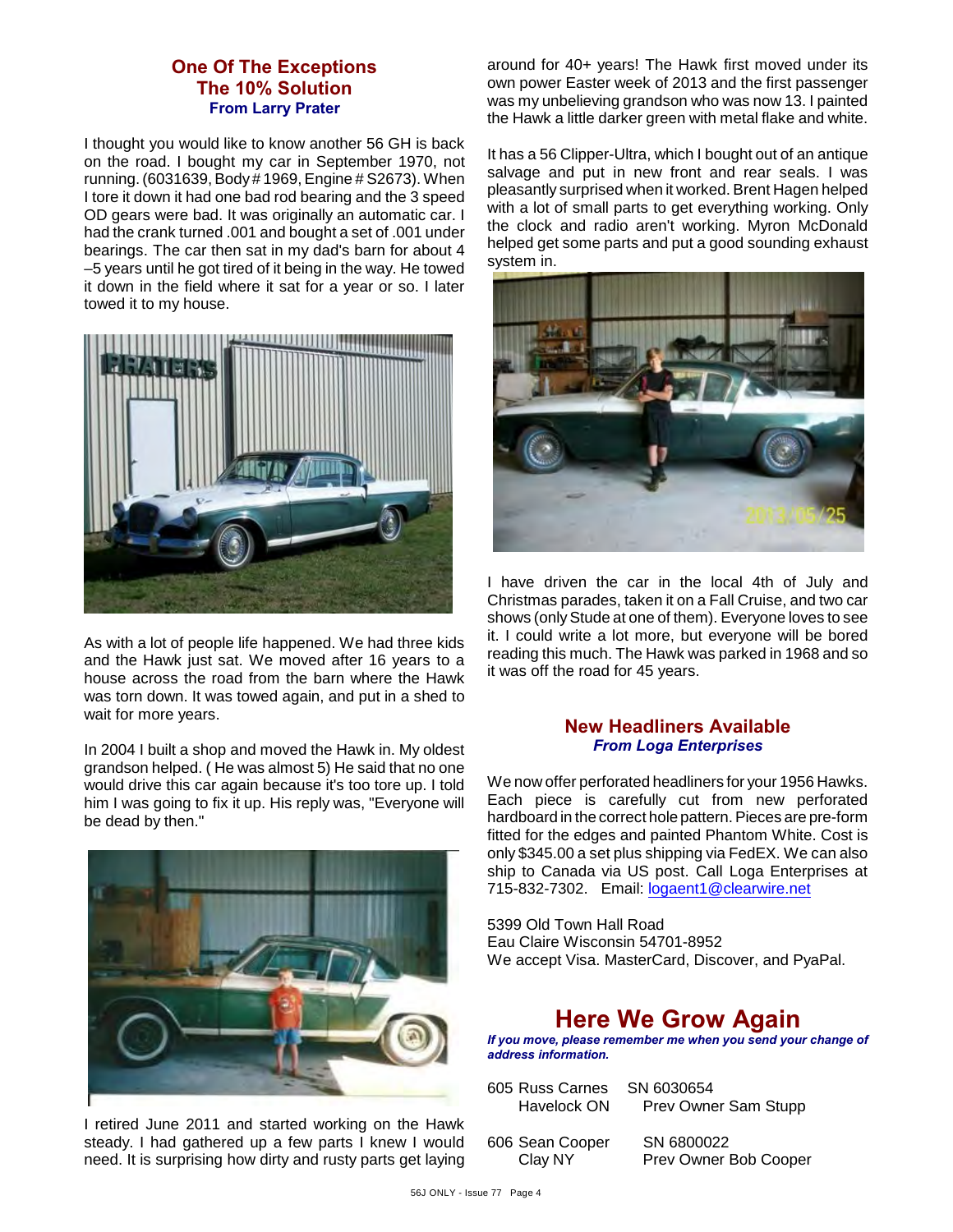## One Of The Exceptions
## The 10% Solution
### From Larry Prater

I thought you would like to know another 56 GH is back on the road. I bought my car in September 1970, not running. (6031639, Body # 1969, Engine # S2673). When I tore it down it had one bad rod bearing and the 3 speed OD gears were bad. It was originally an automatic car. I had the crank turned .001 and bought a set of .001 under bearings. The car then sat in my dad's barn for about 4 –5 years until he got tired of it being in the way. He towed it down in the field where it sat for a year or so. I later towed it to my house.

As with a lot of people life happened. We had three kids and the Hawk just sat. We moved after 16 years to a house across the road from the barn where the Hawk was torn down. It was towed again, and put in a shed to wait for more years.

In 2004 I built a shop and moved the Hawk in. My oldest grandson helped. ( He was almost 5) He said that no one would drive this car again because it's too tore up. I told him I was going to fix it up. His reply was, "Everyone will be dead by then."

I retired June 2011 and started working on the Hawk steady. I had gathered up a few parts I knew I would need. It is surprising how dirty and rusty parts get laying around for 40+ years! The Hawk first moved under its own power Easter week of 2013 and the first passenger was my unbelieving grandson who was now 13. I painted the Hawk a little darker green with metal flake and white.

It has a 56 Clipper-Ultra, which I bought out of an antique salvage and put in new front and rear seals. I was pleasantly surprised when it worked. Brent Hagen helped with a lot of small parts to get everything working. Only the clock and radio aren't working. Myron McDonald helped get some parts and put a good sounding exhaust system in.

I have driven the car in the local 4th of July and Christmas parades, taken it on a Fall Cruise, and two car shows (only Stude at one of them). Everyone loves to see it. I could write a lot more, but everyone will be bored reading this much. The Hawk was parked in 1968 and so it was off the road for 45 years.

## New Headliners Available
### *From Loga Enterprises*

We now offer perforated headliners for your 1956 Hawks. Each piece is carefully cut from new perforated hardboard in the correct hole pattern. Pieces are pre-form fitted for the edges and painted Phantom White. Cost is only $345.00 a set plus shipping via FedEX. We can also ship to Canada via US post. Call Loga Enterprises at 715-832-7302. Email: logaent1@clearwire.net

5399 Old Town Hall Road
Eau Claire Wisconsin 54701-8952
We accept Visa. MasterCard, Discover, and PyaPal.

# Here We Grow Again

***If you move, please remember me when you send your change of address information.***

605 Russ Carnes — SN 6030654
Havelock ON — Prev Owner Sam Stupp

606 Sean Cooper — SN 6800022
Clay NY — Prev Owner Bob Cooper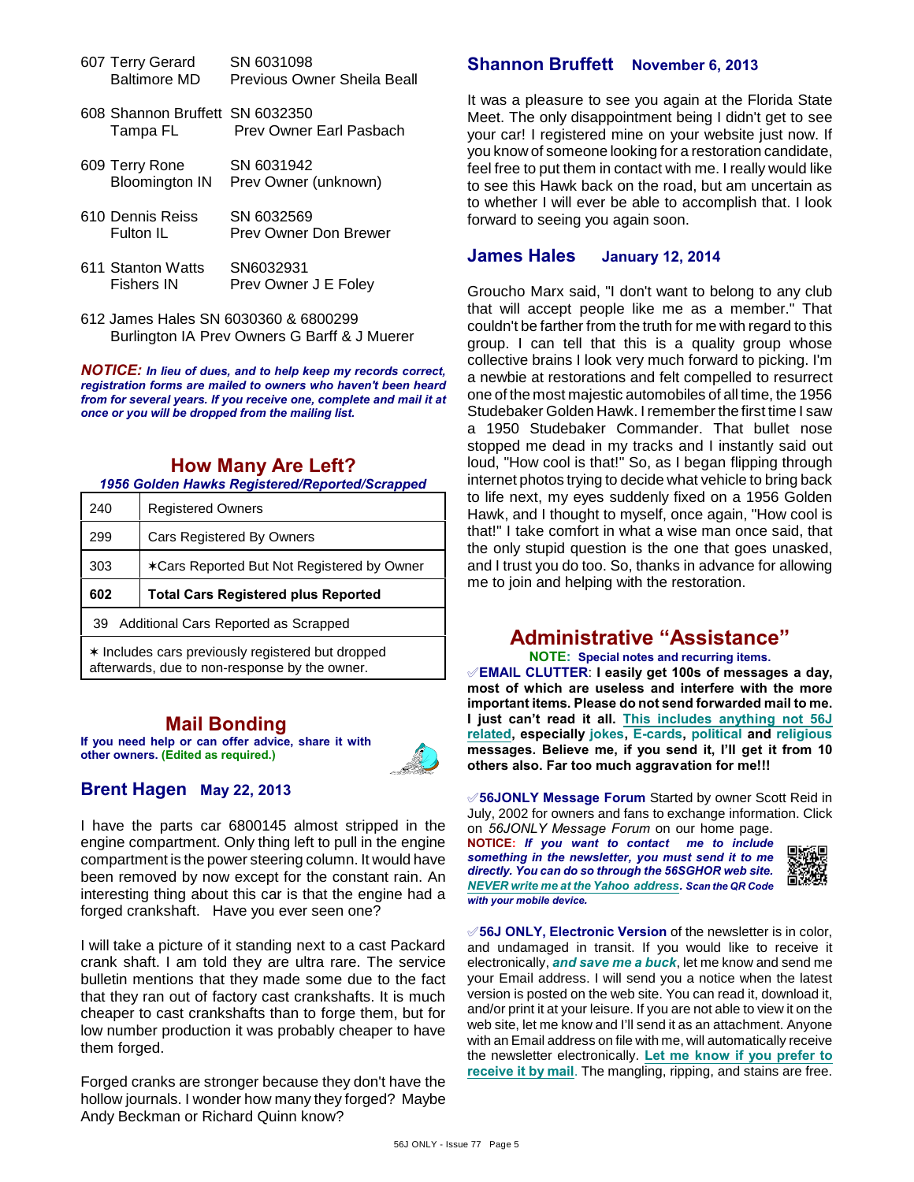607 Terry Gerard SN 6031098
Baltimore MD Previous Owner Sheila Beall

608 Shannon Bruffett SN 6032350
Tampa FL Prev Owner Earl Pasbach

609 Terry Rone SN 6031942
Bloomington IN Prev Owner (unknown)

610 Dennis Reiss SN 6032569
Fulton IL Prev Owner Don Brewer

611 Stanton Watts SN6032931
Fishers IN Prev Owner J E Foley

612 James Hales SN 6030360 & 6800299
Burlington IA Prev Owners G Barff & J Muerer

***NOTICE:** In lieu of dues, and to help keep my records correct, registration forms are mailed to owners who haven't been heard from for several years. If you receive one, complete and mail it at once or you will be dropped from the mailing list.*

## How Many Are Left?

*1956 Golden Hawks Registered/Reported/Scrapped*

| | |
|---|---|
| 240 | Registered Owners |
| 299 | Cars Registered By Owners |
| 303 | ✶Cars Reported But Not Registered by Owner |
| **602** | **Total Cars Registered plus Reported** |
| 39 | Additional Cars Reported as Scrapped |

✶ Includes cars previously registered but dropped afterwards, due to non-response by the owner.

## Mail Bonding

**If you need help or can offer advice, share it with other owners. (Edited as required.)**

### Brent Hagen May 22, 2013

I have the parts car 6800145 almost stripped in the engine compartment. Only thing left to pull in the engine compartment is the power steering column. It would have been removed by now except for the constant rain. An interesting thing about this car is that the engine had a forged crankshaft. Have you ever seen one?

I will take a picture of it standing next to a cast Packard crank shaft. I am told they are ultra rare. The service bulletin mentions that they made some due to the fact that they ran out of factory cast crankshafts. It is much cheaper to cast crankshafts than to forge them, but for low number production it was probably cheaper to have them forged.

Forged cranks are stronger because they don't have the hollow journals. I wonder how many they forged? Maybe Andy Beckman or Richard Quinn know?

### Shannon Bruffett November 6, 2013

It was a pleasure to see you again at the Florida State Meet. The only disappointment being I didn't get to see your car! I registered mine on your website just now. If you know of someone looking for a restoration candidate, feel free to put them in contact with me. I really would like to see this Hawk back on the road, but am uncertain as to whether I will ever be able to accomplish that. I look forward to seeing you again soon.

### James Hales January 12, 2014

Groucho Marx said, "I don't want to belong to any club that will accept people like me as a member." That couldn't be farther from the truth for me with regard to this group. I can tell that this is a quality group whose collective brains I look very much forward to picking. I'm a newbie at restorations and felt compelled to resurrect one of the most majestic automobiles of all time, the 1956 Studebaker Golden Hawk. I remember the first time I saw a 1950 Studebaker Commander. That bullet nose stopped me dead in my tracks and I instantly said out loud, "How cool is that!" So, as I began flipping through internet photos trying to decide what vehicle to bring back to life next, my eyes suddenly fixed on a 1956 Golden Hawk, and I thought to myself, once again, "How cool is that!" I take comfort in what a wise man once said, that the only stupid question is the one that goes unasked, and I trust you do too. So, thanks in advance for allowing me to join and helping with the restoration.

## Administrative "Assistance"

**NOTE: Special notes and recurring items.**

✐**EMAIL CLUTTER**: **I easily get 100s of messages a day, most of which are useless and interfere with the more important items. Please do not send forwarded mail to me. I just can't read it all. This includes anything not 56J related, especially jokes, E-cards, political and religious messages. Believe me, if you send it, I'll get it from 10 others also. Far too much aggravation for me!!!**

✐**56JONLY Message Forum** Started by owner Scott Reid in July, 2002 for owners and fans to exchange information. Click on *56JONLY Message Forum* on our home page. **NOTICE:** ***If you want to contact me to include something in the newsletter, you must send it to me directly. You can do so through the 56SGHOR web site. NEVER write me at the Yahoo address. Scan the QR Code with your mobile device.***

✐**56J ONLY, Electronic Version** of the newsletter is in color, and undamaged in transit. If you would like to receive it electronically, ***and save me a buck***, let me know and send me your Email address. I will send you a notice when the latest version is posted on the web site. You can read it, download it, and/or print it at your leisure. If you are not able to view it on the web site, let me know and I'll send it as an attachment. Anyone with an Email address on file with me, will automatically receive the newsletter electronically. **Let me know if you prefer to receive it by mail**. The mangling, ripping, and stains are free.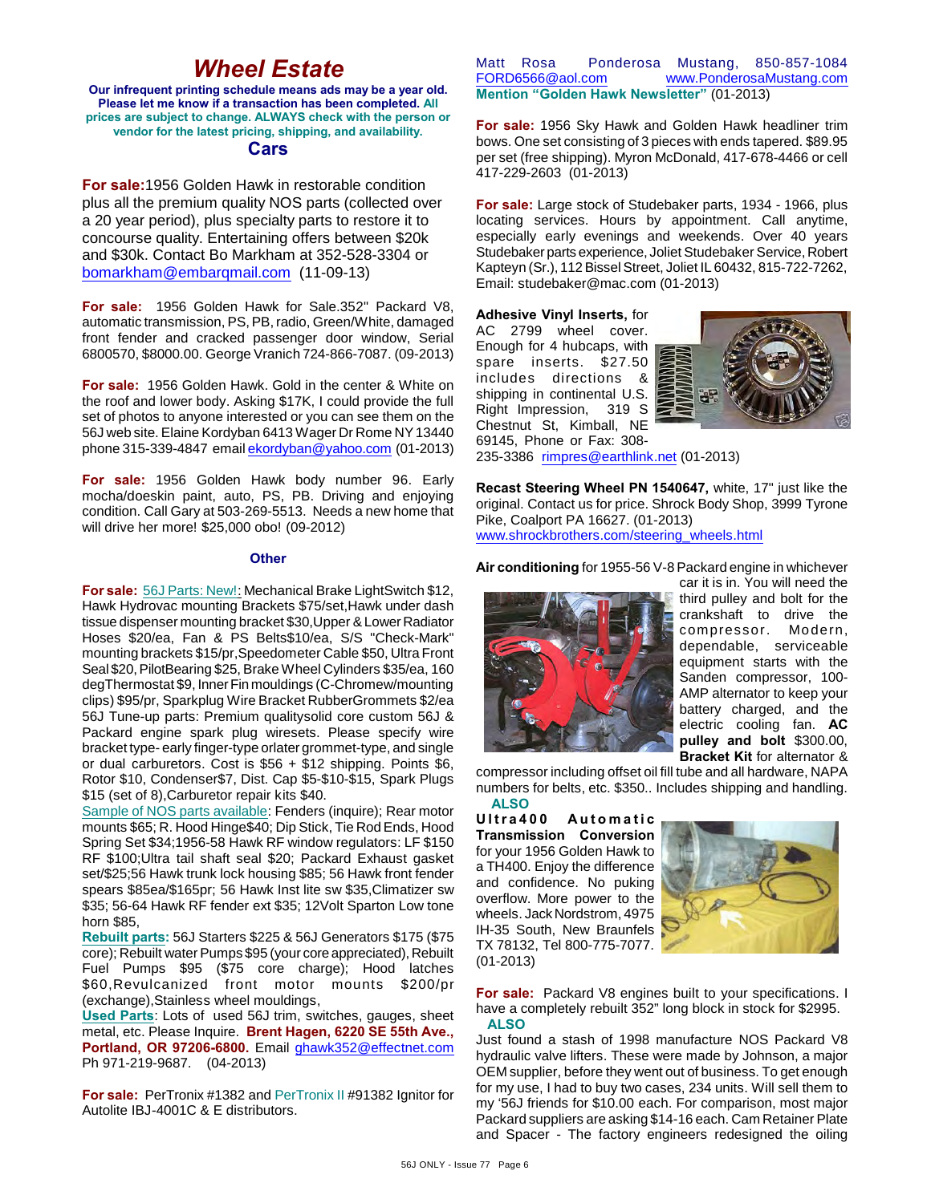# *Wheel Estate*

**Our infrequent printing schedule means ads may be a year old. Please let me know if a transaction has been completed. All prices are subject to change. ALWAYS check with the person or vendor for the latest pricing, shipping, and availability.**

## Cars

**For sale:** 1956 Golden Hawk in restorable condition plus all the premium quality NOS parts (collected over a 20 year period), plus specialty parts to restore it to concourse quality. Entertaining offers between $20k and $30k. Contact Bo Markham at 352-528-3304 or bomarkham@embarqmail.com (11-09-13)

**For sale:** 1956 Golden Hawk for Sale.352" Packard V8, automatic transmission, PS, PB, radio, Green/White, damaged front fender and cracked passenger door window, Serial 6800570, $8000.00. George Vranich 724-866-7087. (09-2013)

**For sale:** 1956 Golden Hawk. Gold in the center & White on the roof and lower body. Asking $17K, I could provide the full set of photos to anyone interested or you can see them on the 56J web site. Elaine Kordyban 6413 Wager Dr Rome NY 13440 phone 315-339-4847 email ekordyban@yahoo.com (01-2013)

**For sale:** 1956 Golden Hawk body number 96. Early mocha/doeskin paint, auto, PS, PB. Driving and enjoying condition. Call Gary at 503-269-5513. Needs a new home that will drive her more! $25,000 obo! (09-2012)

## Other

**For sale:** 56J Parts: New!: Mechanical Brake LightSwitch $12, Hawk Hydrovac mounting Brackets $75/set,Hawk under dash tissue dispenser mounting bracket $30,Upper & Lower Radiator Hoses $20/ea, Fan & PS Belts$10/ea, S/S "Check-Mark" mounting brackets $15/pr,Speedometer Cable $50, Ultra Front Seal $20, PilotBearing $25, Brake Wheel Cylinders $35/ea, 160 degThermostat $9, Inner Fin mouldings (C-Chromew/mounting clips) $95/pr, Sparkplug Wire Bracket RubberGrommets $2/ea 56J Tune-up parts: Premium qualitysolid core custom 56J & Packard engine spark plug wiresets. Please specify wire bracket type- early finger-type orlater grommet-type, and single or dual carburetors. Cost is $56 + $12 shipping. Points $6, Rotor $10, Condenser$7, Dist. Cap $5-$10-$15, Spark Plugs $15 (set of 8),Carburetor repair kits $40.

Sample of NOS parts available: Fenders (inquire); Rear motor mounts $65; R. Hood Hinge$40; Dip Stick, Tie Rod Ends, Hood Spring Set $34;1956-58 Hawk RF window regulators: LF $150 RF $100;Ultra tail shaft seal $20; Packard Exhaust gasket set/$25;56 Hawk trunk lock housing $85; 56 Hawk front fender spears $85ea/$165pr; 56 Hawk Inst lite sw $35,Climatizer sw $35; 56-64 Hawk RF fender ext $35; 12Volt Sparton Low tone horn $85,

**Rebuilt parts:** 56J Starters $225 & 56J Generators $175 ($75 core); Rebuilt water Pumps $95 (your core appreciated), Rebuilt Fuel Pumps $95 ($75 core charge); Hood latches $60,Revulcanized front motor mounts $200/pr (exchange),Stainless wheel mouldings,

**Used Parts:** Lots of used 56J trim, switches, gauges, sheet metal, etc. Please Inquire. **Brent Hagen, 6220 SE 55th Ave., Portland, OR 97206-6800.** Email ghawk352@effectnet.com Ph 971-219-9687. (04-2013)

**For sale:** PerTronix #1382 and PerTronix II #91382 Ignitor for Autolite IBJ-4001C & E distributors.

Matt Rosa Ponderosa Mustang, 850-857-1084 FORD6566@aol.com www.PonderosaMustang.com **Mention "Golden Hawk Newsletter"** (01-2013)

**For sale:** 1956 Sky Hawk and Golden Hawk headliner trim bows. One set consisting of 3 pieces with ends tapered. $89.95 per set (free shipping). Myron McDonald, 417-678-4466 or cell 417-229-2603 (01-2013)

**For sale:** Large stock of Studebaker parts, 1934 - 1966, plus locating services. Hours by appointment. Call anytime, especially early evenings and weekends. Over 40 years Studebaker parts experience, Joliet Studebaker Service, Robert Kapteyn (Sr.), 112 Bissel Street, Joliet IL 60432, 815-722-7262, Email: studebaker@mac.com (01-2013)

**Adhesive Vinyl Inserts,** for AC 2799 wheel cover. Enough for 4 hubcaps, with spare inserts. $27.50 includes directions & shipping in continental U.S. Right Impression, 319 S Chestnut St, Kimball, NE 69145, Phone or Fax: 308-235-3386 rimpres@earthlink.net (01-2013)

**Recast Steering Wheel PN 1540647,** white, 17" just like the original. Contact us for price. Shrock Body Shop, 3999 Tyrone Pike, Coalport PA 16627. (01-2013) www.shrockbrothers.com/steering_wheels.html

**Air conditioning** for 1955-56 V-8 Packard engine in whichever car it is in. You will need the third pulley and bolt for the crankshaft to drive the compressor. Modern, dependable, serviceable equipment starts with the Sanden compressor, 100-AMP alternator to keep your battery charged, and the electric cooling fan. **AC pulley and bolt** $300.00, **Bracket Kit** for alternator & compressor including offset oil fill tube and all hardware, NAPA numbers for belts, etc. $350.. Includes shipping and handling.

**ALSO**

**Ultra400 Automatic Transmission Conversion** for your 1956 Golden Hawk to a TH400. Enjoy the difference and confidence. No puking overflow. More power to the wheels. Jack Nordstrom, 4975 IH-35 South, New Braunfels TX 78132, Tel 800-775-7077. (01-2013)

**For sale:** Packard V8 engines built to your specifications. I have a completely rebuilt 352" long block in stock for $2995.

**ALSO**

Just found a stash of 1998 manufacture NOS Packard V8 hydraulic valve lifters. These were made by Johnson, a major OEM supplier, before they went out of business. To get enough for my use, I had to buy two cases, 234 units. Will sell them to my '56J friends for $10.00 each. For comparison, most major Packard suppliers are asking $14-16 each. Cam Retainer Plate and Spacer - The factory engineers redesigned the oiling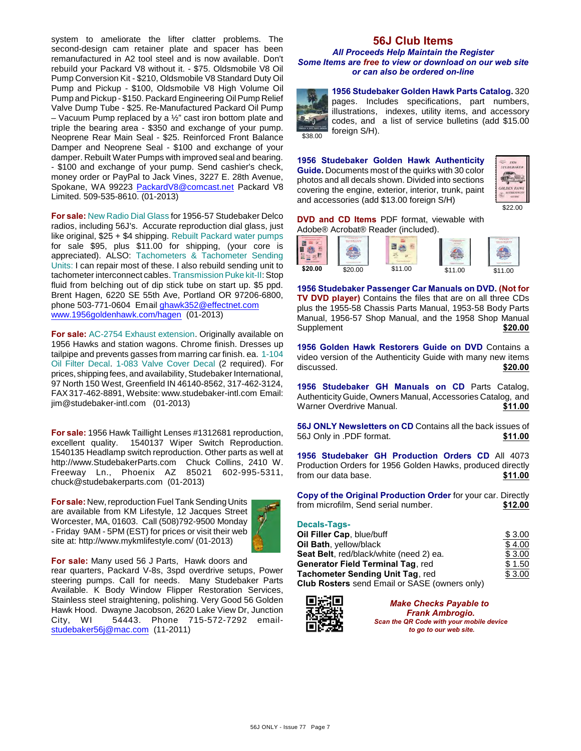system to ameliorate the lifter clatter problems. The second-design cam retainer plate and spacer has been remanufactured in A2 tool steel and is now available. Don't rebuild your Packard V8 without it. - $75. Oldsmobile V8 Oil Pump Conversion Kit - $210, Oldsmobile V8 Standard Duty Oil Pump and Pickup - $100, Oldsmobile V8 High Volume Oil Pump and Pickup - $150. Packard Engineering Oil Pump Relief Valve Dump Tube - $25. Re-Manufactured Packard Oil Pump – Vacuum Pump replaced by a ½" cast iron bottom plate and triple the bearing area - $350 and exchange of your pump. Neoprene Rear Main Seal - $25. Reinforced Front Balance Damper and Neoprene Seal - $100 and exchange of your damper. Rebuilt Water Pumps with improved seal and bearing. - $100 and exchange of your pump. Send cashier's check, money order or PayPal to Jack Vines, 3227 E. 28th Avenue, Spokane, WA 99223 PackardV8@comcast.net Packard V8 Limited. 509-535-8610. (01-2013)

**For sale:** New Radio Dial Glass for 1956-57 Studebaker Delco radios, including 56J's. Accurate reproduction dial glass, just like original, $25 + $4 shipping. Rebuilt Packard water pumps for sale $95, plus $11.00 for shipping, (your core is appreciated). ALSO: Tachometers & Tachometer Sending Units: I can repair most of these. I also rebuild sending unit to tachometer interconnect cables. Transmission Puke kit-II: Stop fluid from belching out of dip stick tube on start up. $5 ppd. Brent Hagen, 6220 SE 55th Ave, Portland OR 97206-6800, phone 503-771-0604 Email ghawk352@effectnet.com www.1956goldenhawk.com/hagen (01-2013)

**For sale:** AC-2754 Exhaust extension. Originally available on 1956 Hawks and station wagons. Chrome finish. Dresses up tailpipe and prevents gasses from marring car finish. ea. 1-104 Oil Filter Decal. 1-083 Valve Cover Decal (2 required). For prices, shipping fees, and availability, Studebaker International, 97 North 150 West, Greenfield IN 46140-8562, 317-462-3124, FAX 317-462-8891, Website: www.studebaker-intl.com Email: jim@studebaker-intl.com (01-2013)

**For sale:** 1956 Hawk Taillight Lenses #1312681 reproduction, excellent quality. 1540137 Wiper Switch Reproduction. 1540135 Headlamp switch reproduction. Other parts as well at http://www.StudebakerParts.com Chuck Collins, 2410 W. Freeway Ln., Phoenix AZ 85021 602-995-5311, chuck@studebakerparts.com (01-2013)

**For sale:** New, reproduction Fuel Tank Sending Units are available from KM Lifestyle, 12 Jacques Street Worcester, MA, 01603. Call (508)792-9500 Monday - Friday 9AM - 5PM (EST) for prices or visit their web site at: http://www.mykmlifestyle.com/ (01-2013)

**For sale:** Many used 56 J Parts, Hawk doors and rear quarters, Packard V-8s, 3spd overdrive setups, Power steering pumps. Call for needs. Many Studebaker Parts Available. K Body Window Flipper Restoration Services, Stainless steel straightening, polishing. Very Good 56 Golden Hawk Hood. Dwayne Jacobson, 2620 Lake View Dr, Junction City, WI 54443. Phone 715-572-7292 email-studebaker56j@mac.com (11-2011)

## 56J Club Items

***All Proceeds Help Maintain the Register***
***Some Items are free to view or download on our web site or can also be ordered on-line***

**1956 Studebaker Golden Hawk Parts Catalog.** 320 pages. Includes specifications, part numbers, illustrations, indexes, utility items, and accessory codes, and a list of service bulletins (add $15.00 foreign S/H).

$38.00

**1956 Studebaker Golden Hawk Authenticity Guide.** Documents most of the quirks with 30 color photos and all decals shown. Divided into sections covering the engine, exterior, interior, trunk, paint and accessories (add $13.00 foreign S/H)

$22.00

**DVD and CD Items** PDF format, viewable with Adobe® Acrobat® Reader (included).

**$20.00** $20.00 $11.00 $11.00 $11.00

**1956 Studebaker Passenger Car Manuals on DVD. (Not for TV DVD player)** Contains the files that are on all three CDs plus the 1955-58 Chassis Parts Manual, 1953-58 Body Parts Manual, 1956-57 Shop Manual, and the 1958 Shop Manual Supplement **$20.00**

**1956 Golden Hawk Restorers Guide on DVD** Contains a video version of the Authenticity Guide with many new items discussed. **$20.00**

**1956 Studebaker GH Manuals on CD** Parts Catalog, Authenticity Guide, Owners Manual, Accessories Catalog, and Warner Overdrive Manual. **$11.00**

**56J ONLY Newsletters on CD** Contains all the back issues of 56J Only in .PDF format. **$11.00**

**1956 Studebaker GH Production Orders CD** All 4073 Production Orders for 1956 Golden Hawks, produced directly from our data base. **$11.00**

**Copy of the Original Production Order** for your car. Directly from microfilm, Send serial number. **$12.00**

### Decals-Tags-

| | |
|---|---|
| **Oil Filler Cap**, blue/buff | $ 3.00 |
| **Oil Bath**, yellow/black | $ 4.00 |
| **Seat Belt**, red/black/white (need 2) ea. | $ 3.00 |
| **Generator Field Terminal Tag**, red | $ 1.50 |
| **Tachometer Sending Unit Tag**, red | $ 3.00 |
| **Club Rosters** send Email or SASE (owners only) | |

***Make Checks Payable to Frank Ambrogio.***
***Scan the QR Code with your mobile device to go to our web site.***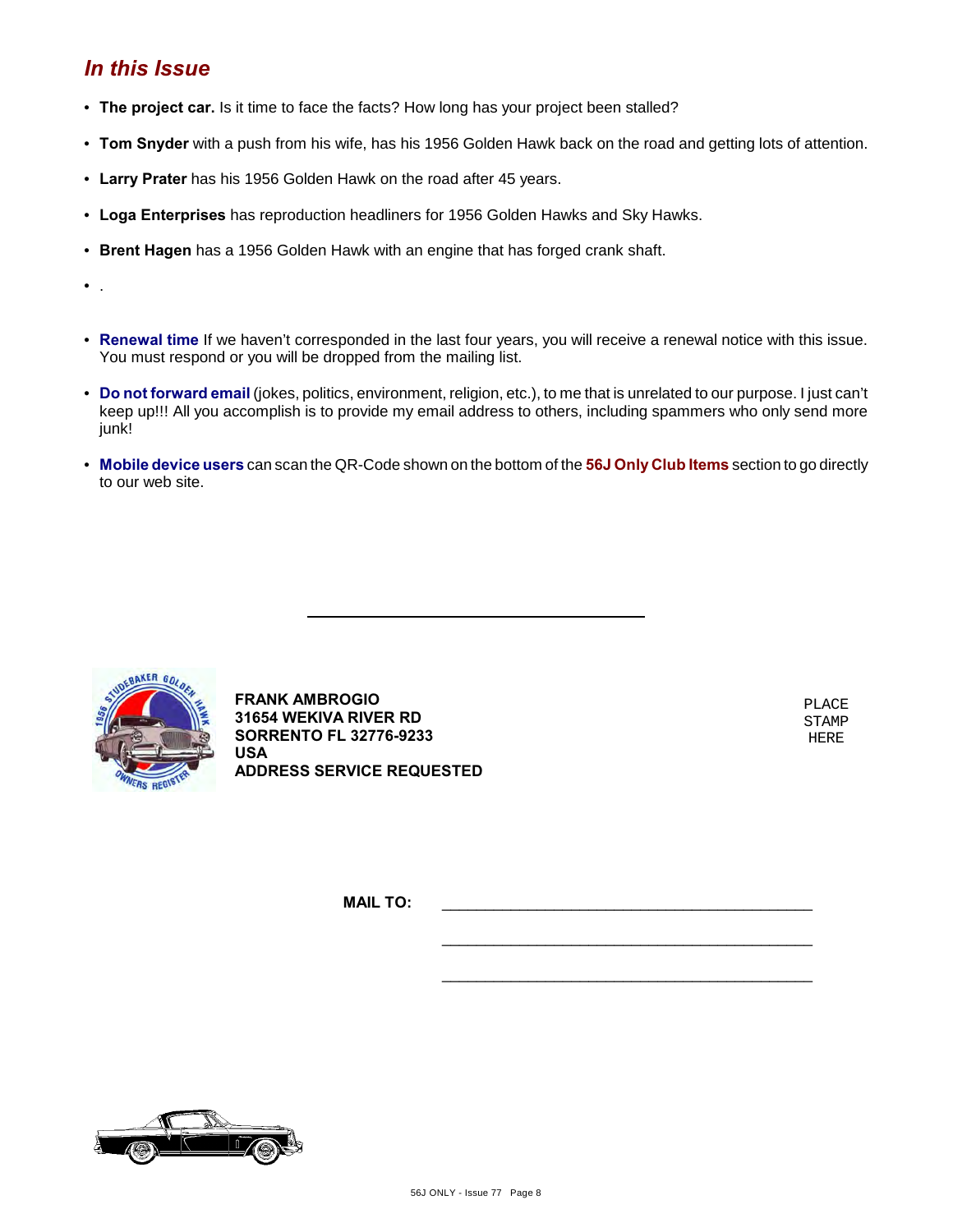## *In this Issue*

- **The project car.** Is it time to face the facts? How long has your project been stalled?
- **Tom Snyder** with a push from his wife, has his 1956 Golden Hawk back on the road and getting lots of attention.
- **Larry Prater** has his 1956 Golden Hawk on the road after 45 years.
- **Loga Enterprises** has reproduction headliners for 1956 Golden Hawks and Sky Hawks.
- **Brent Hagen** has a 1956 Golden Hawk with an engine that has forged crank shaft.
- .
- **Renewal time** If we haven't corresponded in the last four years, you will receive a renewal notice with this issue. You must respond or you will be dropped from the mailing list.
- **Do not forward email** (jokes, politics, environment, religion, etc.), to me that is unrelated to our purpose. I just can't keep up!!! All you accomplish is to provide my email address to others, including spammers who only send more junk!
- **Mobile device users** can scan the QR-Code shown on the bottom of the **56J Only Club Items** section to go directly to our web site.

---

**FRANK AMBROGIO**
**31654 WEKIVA RIVER RD**
**SORRENTO FL 32776-9233**
**USA**
**ADDRESS SERVICE REQUESTED**

PLACE
STAMP
HERE

**MAIL TO:** ____________________________________________

____________________________________________

____________________________________________